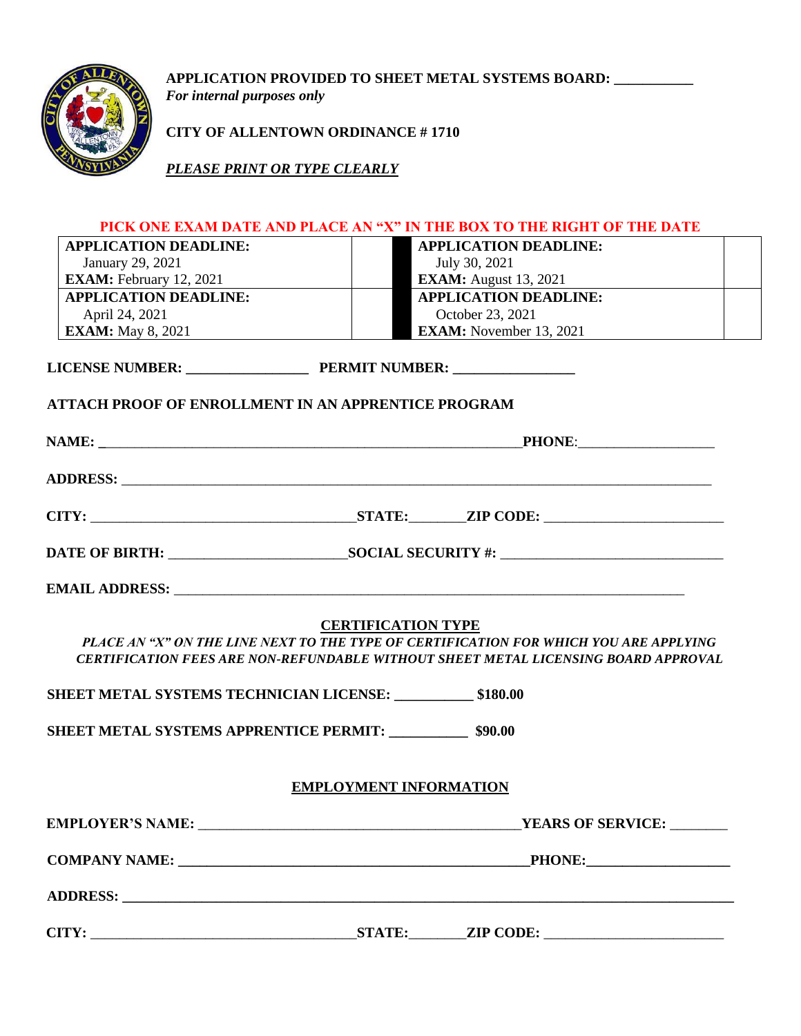**APPLICATION PROVIDED TO SHEET METAL SYSTEMS BOARD: ___________**
***For internal purposes only***

**CITY OF ALLENTOWN ORDINANCE # 1710**

***PLEASE PRINT OR TYPE CLEARLY***

**PICK ONE EXAM DATE AND PLACE AN "X" IN THE BOX TO THE RIGHT OF THE DATE**

| | | | |
|---|---|---|---|
| **APPLICATION DEADLINE:** January 29, 2021 **EXAM:** February 12, 2021 | | **APPLICATION DEADLINE:** July 30, 2021 **EXAM:** August 13, 2021 | |
| **APPLICATION DEADLINE:** April 24, 2021 **EXAM:** May 8, 2021 | | **APPLICATION DEADLINE:** October 23, 2021 **EXAM:** November 13, 2021 | |

**LICENSE NUMBER: _________________ PERMIT NUMBER: _________________**

**ATTACH PROOF OF ENROLLMENT IN AN APPRENTICE PROGRAM**

**NAME:** _______________________________________________ **PHONE:** ___________________

**ADDRESS:** ___________________________________________________________________

**CITY:** _____________________________ **STATE:** ________ **ZIP CODE:** ________________________

**DATE OF BIRTH:** ________________________ **SOCIAL SECURITY #:** ______________________________

**EMAIL ADDRESS:** ______________________________________________________________

**CERTIFICATION TYPE**

***PLACE AN "X" ON THE LINE NEXT TO THE TYPE OF CERTIFICATION FOR WHICH YOU ARE APPLYING***
***CERTIFICATION FEES ARE NON-REFUNDABLE WITHOUT SHEET METAL LICENSING BOARD APPROVAL***

**SHEET METAL SYSTEMS TECHNICIAN LICENSE: ___________ $180.00**

**SHEET METAL SYSTEMS APPRENTICE PERMIT: ___________ $90.00**

**EMPLOYMENT INFORMATION**

**EMPLOYER'S NAME:** ____________________________________________ **YEARS OF SERVICE:** ________

**COMPANY NAME: ________________________________________________ PHONE: ___________________**

**ADDRESS: ___________________________________________________________________________**

**CITY:** _____________________________ **STATE:** ________ **ZIP CODE:** ________________________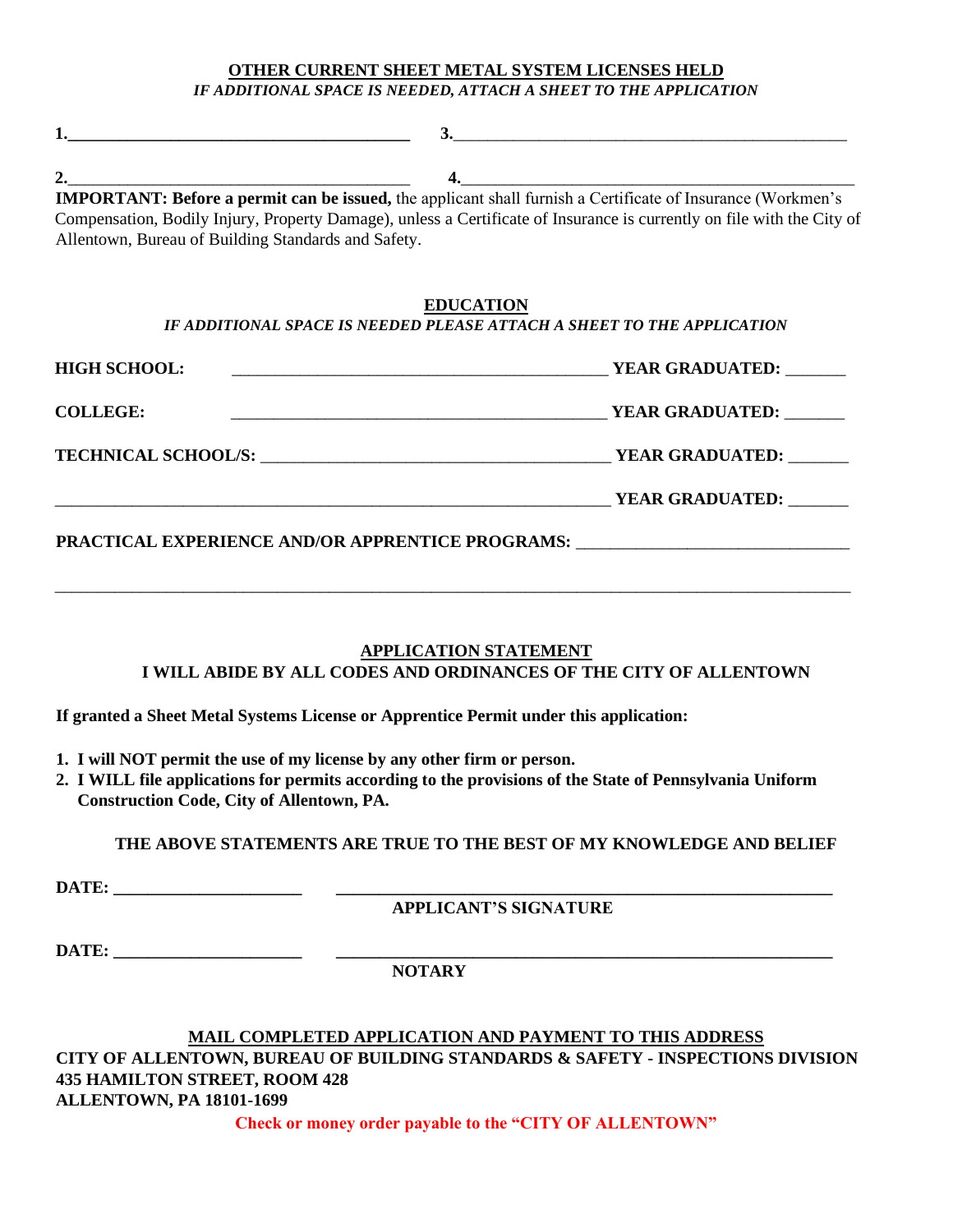**OTHER CURRENT SHEET METAL SYSTEM LICENSES HELD**

***IF ADDITIONAL SPACE IS NEEDED, ATTACH A SHEET TO THE APPLICATION***

**1.**________________________________________ **3.**________________________________________________

**2.**________________________________________ **4.**______________________________________________

**IMPORTANT: Before a permit can be issued,** the applicant shall furnish a Certificate of Insurance (Workmen's Compensation, Bodily Injury, Property Damage), unless a Certificate of Insurance is currently on file with the City of Allentown, Bureau of Building Standards and Safety.

**EDUCATION**

***IF ADDITIONAL SPACE IS NEEDED PLEASE ATTACH A SHEET TO THE APPLICATION***

**HIGH SCHOOL:** ____________________________________________ **YEAR GRADUATED:** _______

**COLLEGE:** ____________________________________________ **YEAR GRADUATED:** _______

**TECHNICAL SCHOOL/S:** ________________________________________ **YEAR GRADUATED:** _______

________________________________________________________________ **YEAR GRADUATED:** _______

**PRACTICAL EXPERIENCE AND/OR APPRENTICE PROGRAMS:** _______________________________

______________________________________________________________________________________________

**APPLICATION STATEMENT**

**I WILL ABIDE BY ALL CODES AND ORDINANCES OF THE CITY OF ALLENTOWN**

**If granted a Sheet Metal Systems License or Apprentice Permit under this application:**

1. **I will NOT permit the use of my license by any other firm or person.**
2. **I WILL file applications for permits according to the provisions of the State of Pennsylvania Uniform Construction Code, City of Allentown, PA.**

**THE ABOVE STATEMENTS ARE TRUE TO THE BEST OF MY KNOWLEDGE AND BELIEF**

**DATE:** ______________________ ____________________________________________________________

**APPLICANT'S SIGNATURE**

**DATE:** ______________________ ____________________________________________________________

**NOTARY**

**MAIL COMPLETED APPLICATION AND PAYMENT TO THIS ADDRESS**

**CITY OF ALLENTOWN, BUREAU OF BUILDING STANDARDS & SAFETY - INSPECTIONS DIVISION**
**435 HAMILTON STREET, ROOM 428**
**ALLENTOWN, PA 18101-1699**

**Check or money order payable to the "CITY OF ALLENTOWN"**